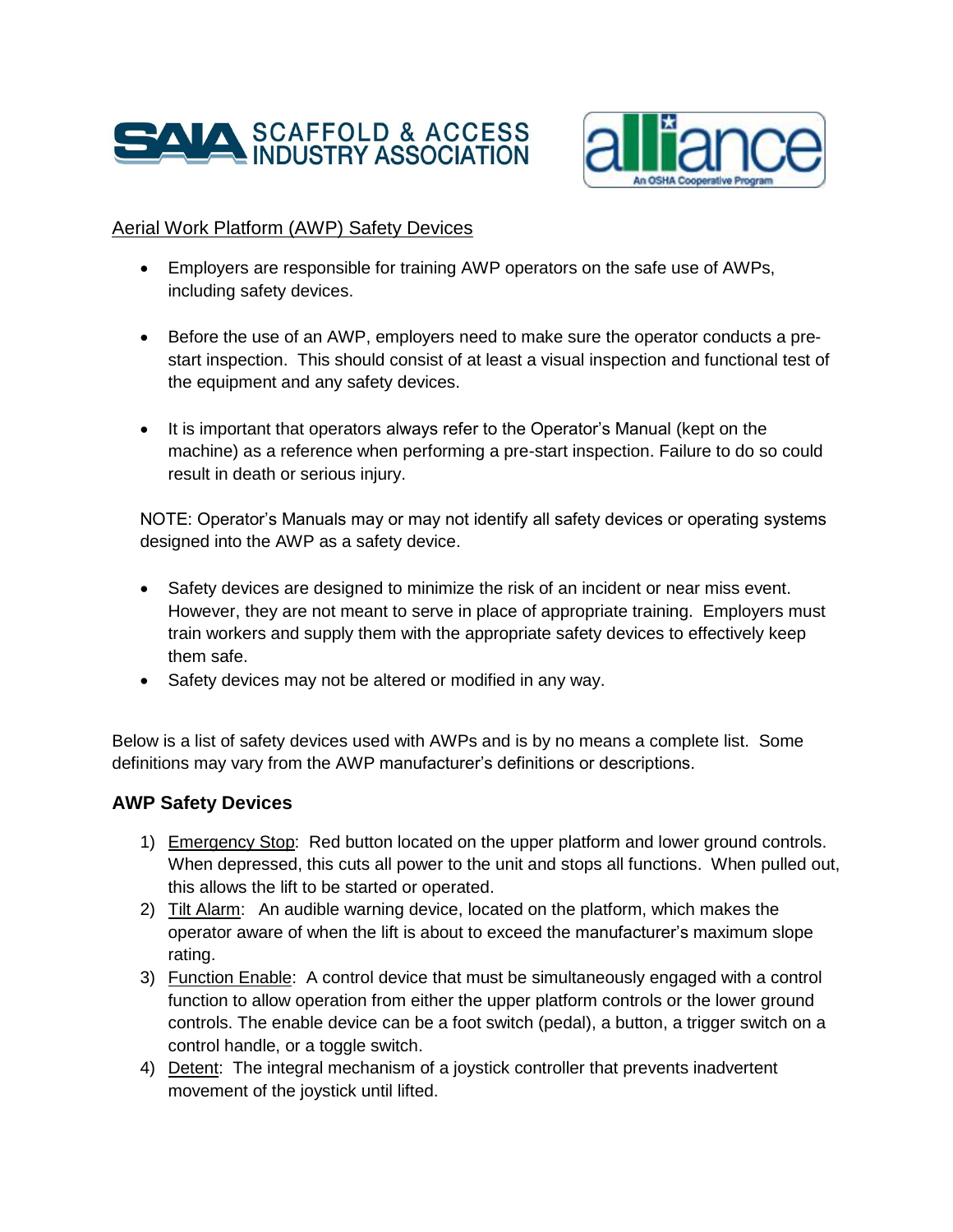SAIA SCAFFOLD & ACCESS INDUSTRY ASSOCIATION

alliance — An OSHA Cooperative Program

Aerial Work Platform (AWP) Safety Devices

- Employers are responsible for training AWP operators on the safe use of AWPs, including safety devices.
- Before the use of an AWP, employers need to make sure the operator conducts a pre-start inspection. This should consist of at least a visual inspection and functional test of the equipment and any safety devices.
- It is important that operators always refer to the Operator's Manual (kept on the machine) as a reference when performing a pre-start inspection. Failure to do so could result in death or serious injury.

NOTE: Operator's Manuals may or may not identify all safety devices or operating systems designed into the AWP as a safety device.

- Safety devices are designed to minimize the risk of an incident or near miss event. However, they are not meant to serve in place of appropriate training. Employers must train workers and supply them with the appropriate safety devices to effectively keep them safe.
- Safety devices may not be altered or modified in any way.

Below is a list of safety devices used with AWPs and is by no means a complete list. Some definitions may vary from the AWP manufacturer's definitions or descriptions.

**AWP Safety Devices**

1) Emergency Stop: Red button located on the upper platform and lower ground controls. When depressed, this cuts all power to the unit and stops all functions. When pulled out, this allows the lift to be started or operated.
2) Tilt Alarm: An audible warning device, located on the platform, which makes the operator aware of when the lift is about to exceed the manufacturer's maximum slope rating.
3) Function Enable: A control device that must be simultaneously engaged with a control function to allow operation from either the upper platform controls or the lower ground controls. The enable device can be a foot switch (pedal), a button, a trigger switch on a control handle, or a toggle switch.
4) Detent: The integral mechanism of a joystick controller that prevents inadvertent movement of the joystick until lifted.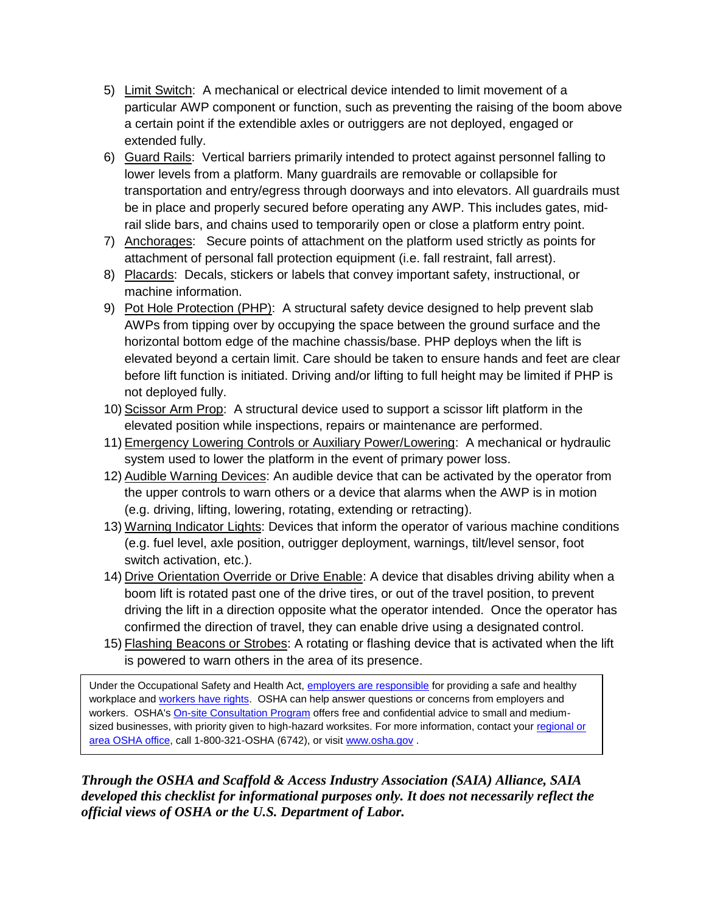5) Limit Switch: A mechanical or electrical device intended to limit movement of a particular AWP component or function, such as preventing the raising of the boom above a certain point if the extendible axles or outriggers are not deployed, engaged or extended fully.
6) Guard Rails: Vertical barriers primarily intended to protect against personnel falling to lower levels from a platform. Many guardrails are removable or collapsible for transportation and entry/egress through doorways and into elevators. All guardrails must be in place and properly secured before operating any AWP. This includes gates, mid-rail slide bars, and chains used to temporarily open or close a platform entry point.
7) Anchorages: Secure points of attachment on the platform used strictly as points for attachment of personal fall protection equipment (i.e. fall restraint, fall arrest).
8) Placards: Decals, stickers or labels that convey important safety, instructional, or machine information.
9) Pot Hole Protection (PHP): A structural safety device designed to help prevent slab AWPs from tipping over by occupying the space between the ground surface and the horizontal bottom edge of the machine chassis/base. PHP deploys when the lift is elevated beyond a certain limit. Care should be taken to ensure hands and feet are clear before lift function is initiated. Driving and/or lifting to full height may be limited if PHP is not deployed fully.
10) Scissor Arm Prop: A structural device used to support a scissor lift platform in the elevated position while inspections, repairs or maintenance are performed.
11) Emergency Lowering Controls or Auxiliary Power/Lowering: A mechanical or hydraulic system used to lower the platform in the event of primary power loss.
12) Audible Warning Devices: An audible device that can be activated by the operator from the upper controls to warn others or a device that alarms when the AWP is in motion (e.g. driving, lifting, lowering, rotating, extending or retracting).
13) Warning Indicator Lights: Devices that inform the operator of various machine conditions (e.g. fuel level, axle position, outrigger deployment, warnings, tilt/level sensor, foot switch activation, etc.).
14) Drive Orientation Override or Drive Enable: A device that disables driving ability when a boom lift is rotated past one of the drive tires, or out of the travel position, to prevent driving the lift in a direction opposite what the operator intended. Once the operator has confirmed the direction of travel, they can enable drive using a designated control.
15) Flashing Beacons or Strobes: A rotating or flashing device that is activated when the lift is powered to warn others in the area of its presence.

Under the Occupational Safety and Health Act, employers are responsible for providing a safe and healthy workplace and workers have rights. OSHA can help answer questions or concerns from employers and workers. OSHA's On-site Consultation Program offers free and confidential advice to small and medium-sized businesses, with priority given to high-hazard worksites. For more information, contact your regional or area OSHA office, call 1-800-321-OSHA (6742), or visit www.osha.gov .

***Through the OSHA and Scaffold & Access Industry Association (SAIA) Alliance, SAIA developed this checklist for informational purposes only. It does not necessarily reflect the official views of OSHA or the U.S. Department of Labor.***